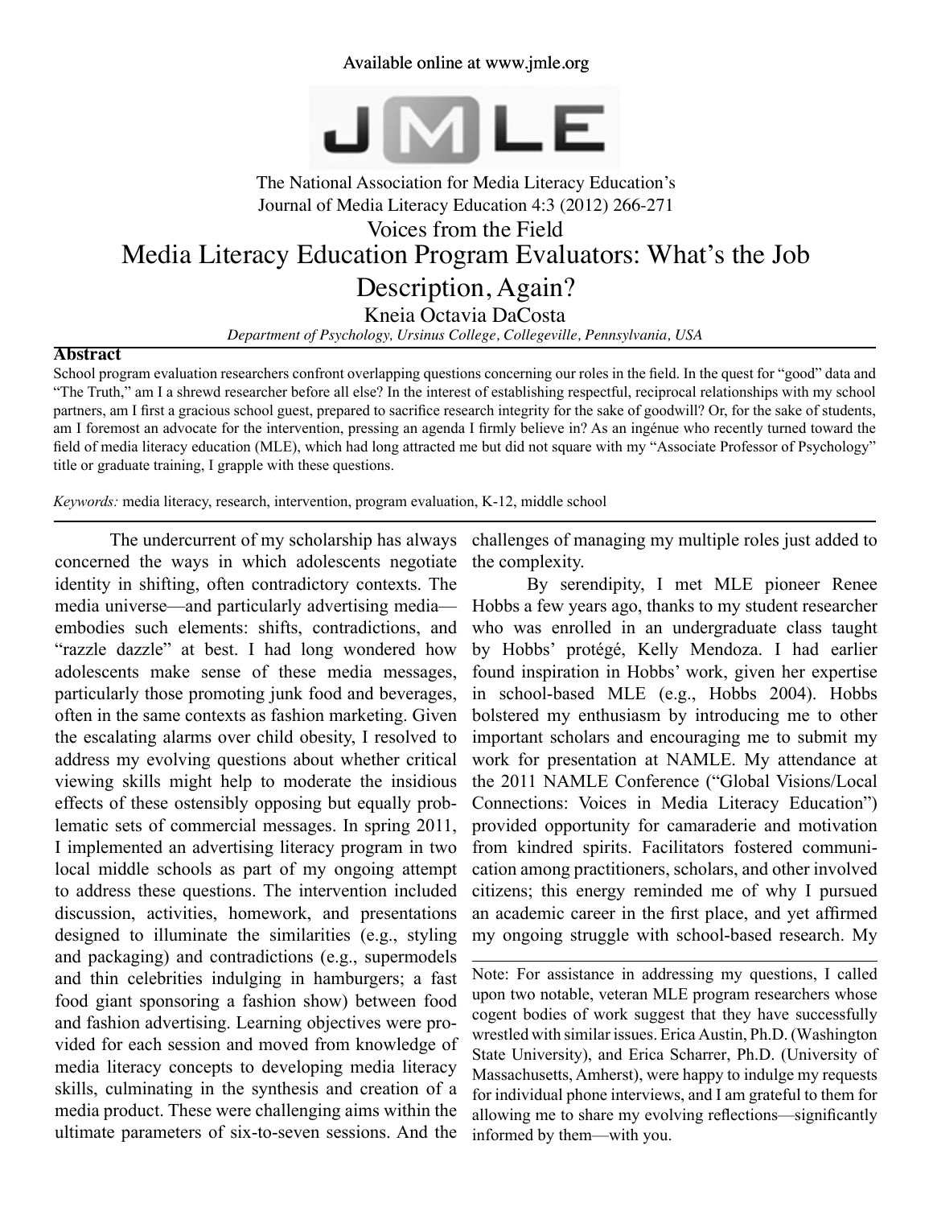Available online at www.jmle.org

The National Association for Media Literacy Education's
Journal of Media Literacy Education 4:3 (2012) 266-271

Voices from the Field

# Media Literacy Education Program Evaluators: What's the Job Description, Again?

Kneia Octavia DaCosta

*Department of Psychology, Ursinus College, Collegeville, Pennsylvania, USA*

## Abstract

School program evaluation researchers confront overlapping questions concerning our roles in the field. In the quest for "good" data and "The Truth," am I a shrewd researcher before all else? In the interest of establishing respectful, reciprocal relationships with my school partners, am I first a gracious school guest, prepared to sacrifice research integrity for the sake of goodwill? Or, for the sake of students, am I foremost an advocate for the intervention, pressing an agenda I firmly believe in? As an ingénue who recently turned toward the field of media literacy education (MLE), which had long attracted me but did not square with my "Associate Professor of Psychology" title or graduate training, I grapple with these questions.

*Keywords:* media literacy, research, intervention, program evaluation, K-12, middle school

The undercurrent of my scholarship has always concerned the ways in which adolescents negotiate identity in shifting, often contradictory contexts. The media universe—and particularly advertising media—embodies such elements: shifts, contradictions, and "razzle dazzle" at best. I had long wondered how adolescents make sense of these media messages, particularly those promoting junk food and beverages, often in the same contexts as fashion marketing. Given the escalating alarms over child obesity, I resolved to address my evolving questions about whether critical viewing skills might help to moderate the insidious effects of these ostensibly opposing but equally problematic sets of commercial messages. In spring 2011, I implemented an advertising literacy program in two local middle schools as part of my ongoing attempt to address these questions. The intervention included discussion, activities, homework, and presentations designed to illuminate the similarities (e.g., styling and packaging) and contradictions (e.g., supermodels and thin celebrities indulging in hamburgers; a fast food giant sponsoring a fashion show) between food and fashion advertising. Learning objectives were provided for each session and moved from knowledge of media literacy concepts to developing media literacy skills, culminating in the synthesis and creation of a media product. These were challenging aims within the ultimate parameters of six-to-seven sessions. And the challenges of managing my multiple roles just added to the complexity.

By serendipity, I met MLE pioneer Renee Hobbs a few years ago, thanks to my student researcher who was enrolled in an undergraduate class taught by Hobbs' protégé, Kelly Mendoza. I had earlier found inspiration in Hobbs' work, given her expertise in school-based MLE (e.g., Hobbs 2004). Hobbs bolstered my enthusiasm by introducing me to other important scholars and encouraging me to submit my work for presentation at NAMLE. My attendance at the 2011 NAMLE Conference ("Global Visions/Local Connections: Voices in Media Literacy Education") provided opportunity for camaraderie and motivation from kindred spirits. Facilitators fostered communication among practitioners, scholars, and other involved citizens; this energy reminded me of why I pursued an academic career in the first place, and yet affirmed my ongoing struggle with school-based research. My

Note: For assistance in addressing my questions, I called upon two notable, veteran MLE program researchers whose cogent bodies of work suggest that they have successfully wrestled with similar issues. Erica Austin, Ph.D. (Washington State University), and Erica Scharrer, Ph.D. (University of Massachusetts, Amherst), were happy to indulge my requests for individual phone interviews, and I am grateful to them for allowing me to share my evolving reflections—significantly informed by them—with you.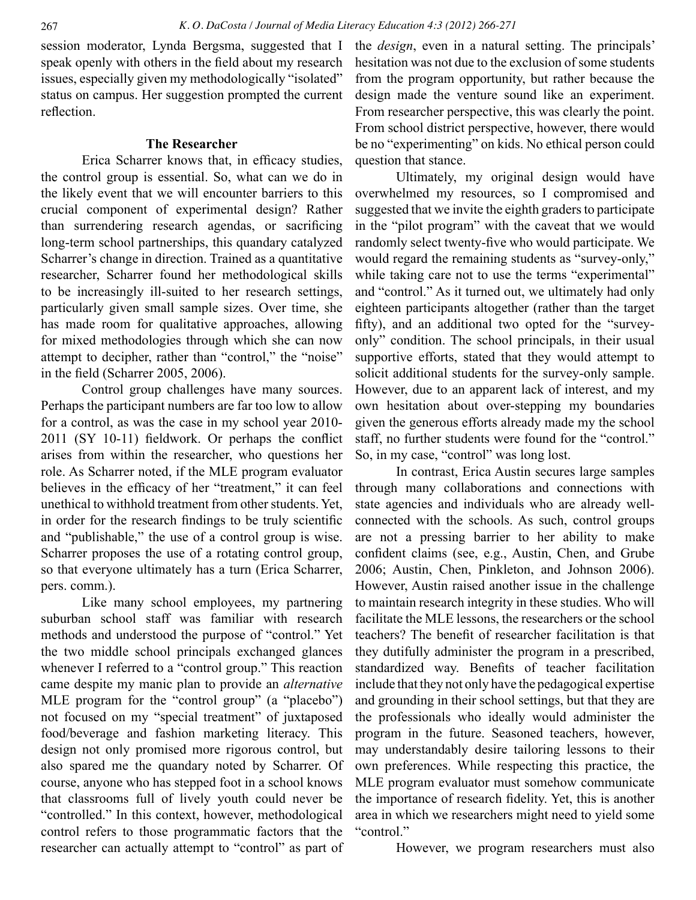session moderator, Lynda Bergsma, suggested that I speak openly with others in the field about my research issues, especially given my methodologically "isolated" status on campus. Her suggestion prompted the current reflection.

### The Researcher

Erica Scharrer knows that, in efficacy studies, the control group is essential. So, what can we do in the likely event that we will encounter barriers to this crucial component of experimental design? Rather than surrendering research agendas, or sacrificing long-term school partnerships, this quandary catalyzed Scharrer's change in direction. Trained as a quantitative researcher, Scharrer found her methodological skills to be increasingly ill-suited to her research settings, particularly given small sample sizes. Over time, she has made room for qualitative approaches, allowing for mixed methodologies through which she can now attempt to decipher, rather than "control," the "noise" in the field (Scharrer 2005, 2006).

Control group challenges have many sources. Perhaps the participant numbers are far too low to allow for a control, as was the case in my school year 2010-2011 (SY 10-11) fieldwork. Or perhaps the conflict arises from within the researcher, who questions her role. As Scharrer noted, if the MLE program evaluator believes in the efficacy of her "treatment," it can feel unethical to withhold treatment from other students. Yet, in order for the research findings to be truly scientific and "publishable," the use of a control group is wise. Scharrer proposes the use of a rotating control group, so that everyone ultimately has a turn (Erica Scharrer, pers. comm.).

Like many school employees, my partnering suburban school staff was familiar with research methods and understood the purpose of "control." Yet the two middle school principals exchanged glances whenever I referred to a "control group." This reaction came despite my manic plan to provide an *alternative* MLE program for the "control group" (a "placebo") not focused on my "special treatment" of juxtaposed food/beverage and fashion marketing literacy. This design not only promised more rigorous control, but also spared me the quandary noted by Scharrer. Of course, anyone who has stepped foot in a school knows that classrooms full of lively youth could never be "controlled." In this context, however, methodological control refers to those programmatic factors that the researcher can actually attempt to "control" as part of the *design*, even in a natural setting. The principals' hesitation was not due to the exclusion of some students from the program opportunity, but rather because the design made the venture sound like an experiment. From researcher perspective, this was clearly the point. From school district perspective, however, there would be no "experimenting" on kids. No ethical person could question that stance.

Ultimately, my original design would have overwhelmed my resources, so I compromised and suggested that we invite the eighth graders to participate in the "pilot program" with the caveat that we would randomly select twenty-five who would participate. We would regard the remaining students as "survey-only," while taking care not to use the terms "experimental" and "control." As it turned out, we ultimately had only eighteen participants altogether (rather than the target fifty), and an additional two opted for the "survey-only" condition. The school principals, in their usual supportive efforts, stated that they would attempt to solicit additional students for the survey-only sample. However, due to an apparent lack of interest, and my own hesitation about over-stepping my boundaries given the generous efforts already made my the school staff, no further students were found for the "control." So, in my case, "control" was long lost.

In contrast, Erica Austin secures large samples through many collaborations and connections with state agencies and individuals who are already well-connected with the schools. As such, control groups are not a pressing barrier to her ability to make confident claims (see, e.g., Austin, Chen, and Grube 2006; Austin, Chen, Pinkleton, and Johnson 2006). However, Austin raised another issue in the challenge to maintain research integrity in these studies. Who will facilitate the MLE lessons, the researchers or the school teachers? The benefit of researcher facilitation is that they dutifully administer the program in a prescribed, standardized way. Benefits of teacher facilitation include that they not only have the pedagogical expertise and grounding in their school settings, but that they are the professionals who ideally would administer the program in the future. Seasoned teachers, however, may understandably desire tailoring lessons to their own preferences. While respecting this practice, the MLE program evaluator must somehow communicate the importance of research fidelity. Yet, this is another area in which we researchers might need to yield some "control."

However, we program researchers must also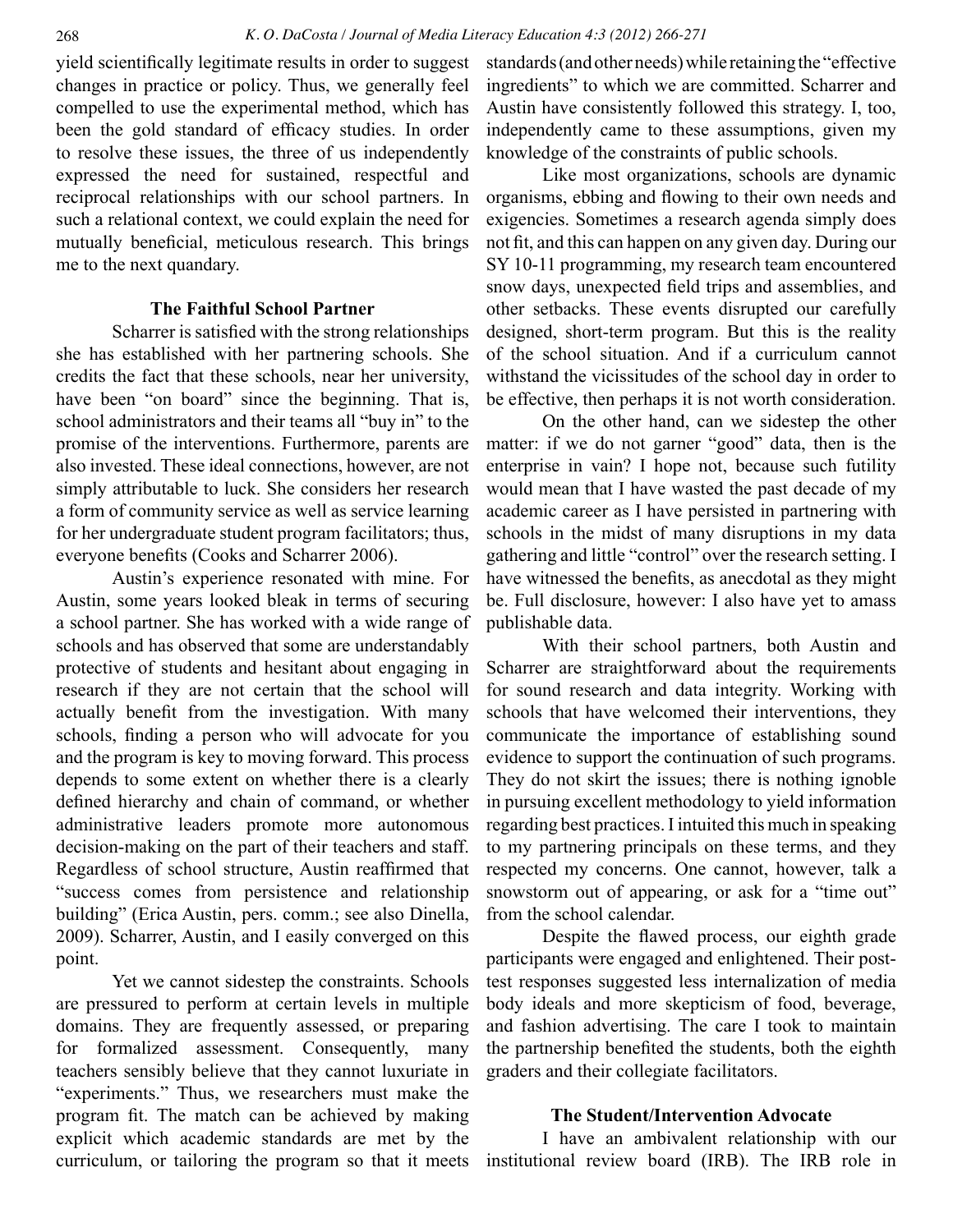yield scientifically legitimate results in order to suggest changes in practice or policy. Thus, we generally feel compelled to use the experimental method, which has been the gold standard of efficacy studies. In order to resolve these issues, the three of us independently expressed the need for sustained, respectful and reciprocal relationships with our school partners. In such a relational context, we could explain the need for mutually beneficial, meticulous research. This brings me to the next quandary.

### The Faithful School Partner

Scharrer is satisfied with the strong relationships she has established with her partnering schools. She credits the fact that these schools, near her university, have been "on board" since the beginning. That is, school administrators and their teams all "buy in" to the promise of the interventions. Furthermore, parents are also invested. These ideal connections, however, are not simply attributable to luck. She considers her research a form of community service as well as service learning for her undergraduate student program facilitators; thus, everyone benefits (Cooks and Scharrer 2006).

Austin's experience resonated with mine. For Austin, some years looked bleak in terms of securing a school partner. She has worked with a wide range of schools and has observed that some are understandably protective of students and hesitant about engaging in research if they are not certain that the school will actually benefit from the investigation. With many schools, finding a person who will advocate for you and the program is key to moving forward. This process depends to some extent on whether there is a clearly defined hierarchy and chain of command, or whether administrative leaders promote more autonomous decision-making on the part of their teachers and staff. Regardless of school structure, Austin reaffirmed that "success comes from persistence and relationship building" (Erica Austin, pers. comm.; see also Dinella, 2009). Scharrer, Austin, and I easily converged on this point.

Yet we cannot sidestep the constraints. Schools are pressured to perform at certain levels in multiple domains. They are frequently assessed, or preparing for formalized assessment. Consequently, many teachers sensibly believe that they cannot luxuriate in "experiments." Thus, we researchers must make the program fit. The match can be achieved by making explicit which academic standards are met by the curriculum, or tailoring the program so that it meets standards (and other needs) while retaining the "effective ingredients" to which we are committed. Scharrer and Austin have consistently followed this strategy. I, too, independently came to these assumptions, given my knowledge of the constraints of public schools.

Like most organizations, schools are dynamic organisms, ebbing and flowing to their own needs and exigencies. Sometimes a research agenda simply does not fit, and this can happen on any given day. During our SY 10-11 programming, my research team encountered snow days, unexpected field trips and assemblies, and other setbacks. These events disrupted our carefully designed, short-term program. But this is the reality of the school situation. And if a curriculum cannot withstand the vicissitudes of the school day in order to be effective, then perhaps it is not worth consideration.

On the other hand, can we sidestep the other matter: if we do not garner "good" data, then is the enterprise in vain? I hope not, because such futility would mean that I have wasted the past decade of my academic career as I have persisted in partnering with schools in the midst of many disruptions in my data gathering and little "control" over the research setting. I have witnessed the benefits, as anecdotal as they might be. Full disclosure, however: I also have yet to amass publishable data.

With their school partners, both Austin and Scharrer are straightforward about the requirements for sound research and data integrity. Working with schools that have welcomed their interventions, they communicate the importance of establishing sound evidence to support the continuation of such programs. They do not skirt the issues; there is nothing ignoble in pursuing excellent methodology to yield information regarding best practices. I intuited this much in speaking to my partnering principals on these terms, and they respected my concerns. One cannot, however, talk a snowstorm out of appearing, or ask for a "time out" from the school calendar.

Despite the flawed process, our eighth grade participants were engaged and enlightened. Their post-test responses suggested less internalization of media body ideals and more skepticism of food, beverage, and fashion advertising. The care I took to maintain the partnership benefited the students, both the eighth graders and their collegiate facilitators.

### The Student/Intervention Advocate

I have an ambivalent relationship with our institutional review board (IRB). The IRB role in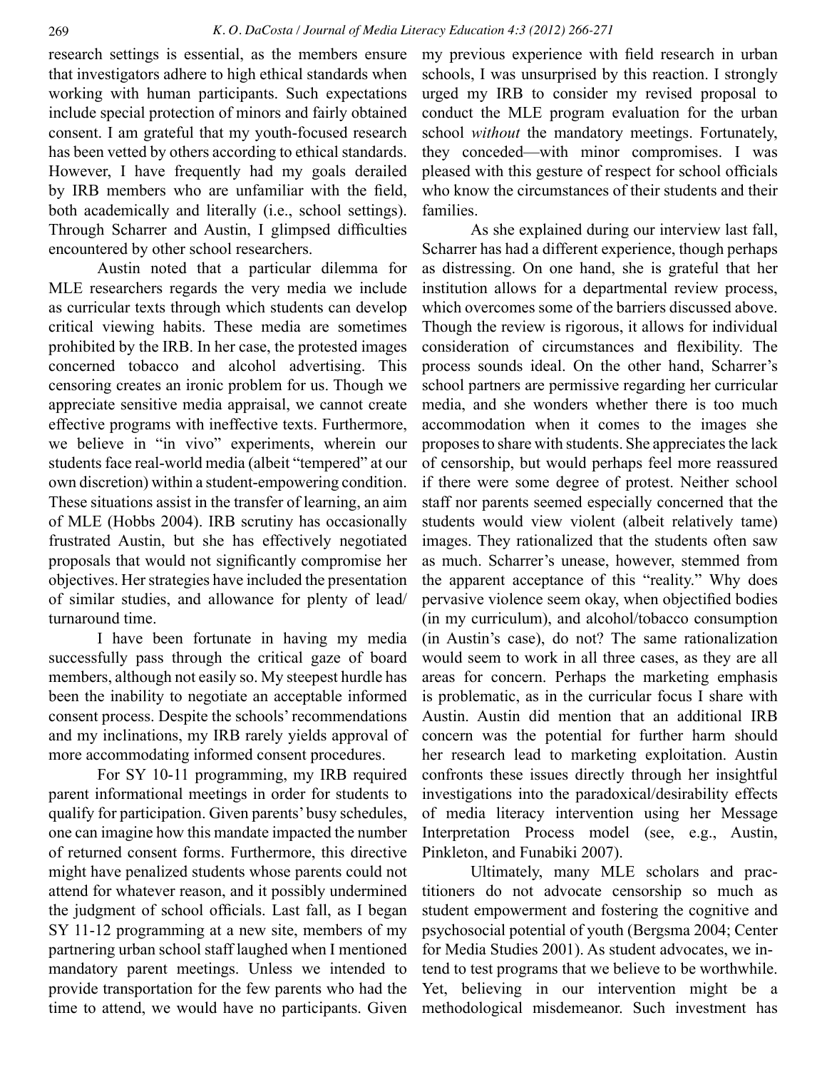research settings is essential, as the members ensure that investigators adhere to high ethical standards when working with human participants. Such expectations include special protection of minors and fairly obtained consent. I am grateful that my youth-focused research has been vetted by others according to ethical standards. However, I have frequently had my goals derailed by IRB members who are unfamiliar with the field, both academically and literally (i.e., school settings). Through Scharrer and Austin, I glimpsed difficulties encountered by other school researchers.

Austin noted that a particular dilemma for MLE researchers regards the very media we include as curricular texts through which students can develop critical viewing habits. These media are sometimes prohibited by the IRB. In her case, the protested images concerned tobacco and alcohol advertising. This censoring creates an ironic problem for us. Though we appreciate sensitive media appraisal, we cannot create effective programs with ineffective texts. Furthermore, we believe in "in vivo" experiments, wherein our students face real-world media (albeit "tempered" at our own discretion) within a student-empowering condition. These situations assist in the transfer of learning, an aim of MLE (Hobbs 2004). IRB scrutiny has occasionally frustrated Austin, but she has effectively negotiated proposals that would not significantly compromise her objectives. Her strategies have included the presentation of similar studies, and allowance for plenty of lead/turnaround time.

I have been fortunate in having my media successfully pass through the critical gaze of board members, although not easily so. My steepest hurdle has been the inability to negotiate an acceptable informed consent process. Despite the schools' recommendations and my inclinations, my IRB rarely yields approval of more accommodating informed consent procedures.

For SY 10-11 programming, my IRB required parent informational meetings in order for students to qualify for participation. Given parents' busy schedules, one can imagine how this mandate impacted the number of returned consent forms. Furthermore, this directive might have penalized students whose parents could not attend for whatever reason, and it possibly undermined the judgment of school officials. Last fall, as I began SY 11-12 programming at a new site, members of my partnering urban school staff laughed when I mentioned mandatory parent meetings. Unless we intended to provide transportation for the few parents who had the time to attend, we would have no participants. Given my previous experience with field research in urban schools, I was unsurprised by this reaction. I strongly urged my IRB to consider my revised proposal to conduct the MLE program evaluation for the urban school *without* the mandatory meetings. Fortunately, they conceded—with minor compromises. I was pleased with this gesture of respect for school officials who know the circumstances of their students and their families.

As she explained during our interview last fall, Scharrer has had a different experience, though perhaps as distressing. On one hand, she is grateful that her institution allows for a departmental review process, which overcomes some of the barriers discussed above. Though the review is rigorous, it allows for individual consideration of circumstances and flexibility. The process sounds ideal. On the other hand, Scharrer's school partners are permissive regarding her curricular media, and she wonders whether there is too much accommodation when it comes to the images she proposes to share with students. She appreciates the lack of censorship, but would perhaps feel more reassured if there were some degree of protest. Neither school staff nor parents seemed especially concerned that the students would view violent (albeit relatively tame) images. They rationalized that the students often saw as much. Scharrer's unease, however, stemmed from the apparent acceptance of this "reality." Why does pervasive violence seem okay, when objectified bodies (in my curriculum), and alcohol/tobacco consumption (in Austin's case), do not? The same rationalization would seem to work in all three cases, as they are all areas for concern. Perhaps the marketing emphasis is problematic, as in the curricular focus I share with Austin. Austin did mention that an additional IRB concern was the potential for further harm should her research lead to marketing exploitation. Austin confronts these issues directly through her insightful investigations into the paradoxical/desirability effects of media literacy intervention using her Message Interpretation Process model (see, e.g., Austin, Pinkleton, and Funabiki 2007).

Ultimately, many MLE scholars and practitioners do not advocate censorship so much as student empowerment and fostering the cognitive and psychosocial potential of youth (Bergsma 2004; Center for Media Studies 2001). As student advocates, we intend to test programs that we believe to be worthwhile. Yet, believing in our intervention might be a methodological misdemeanor. Such investment has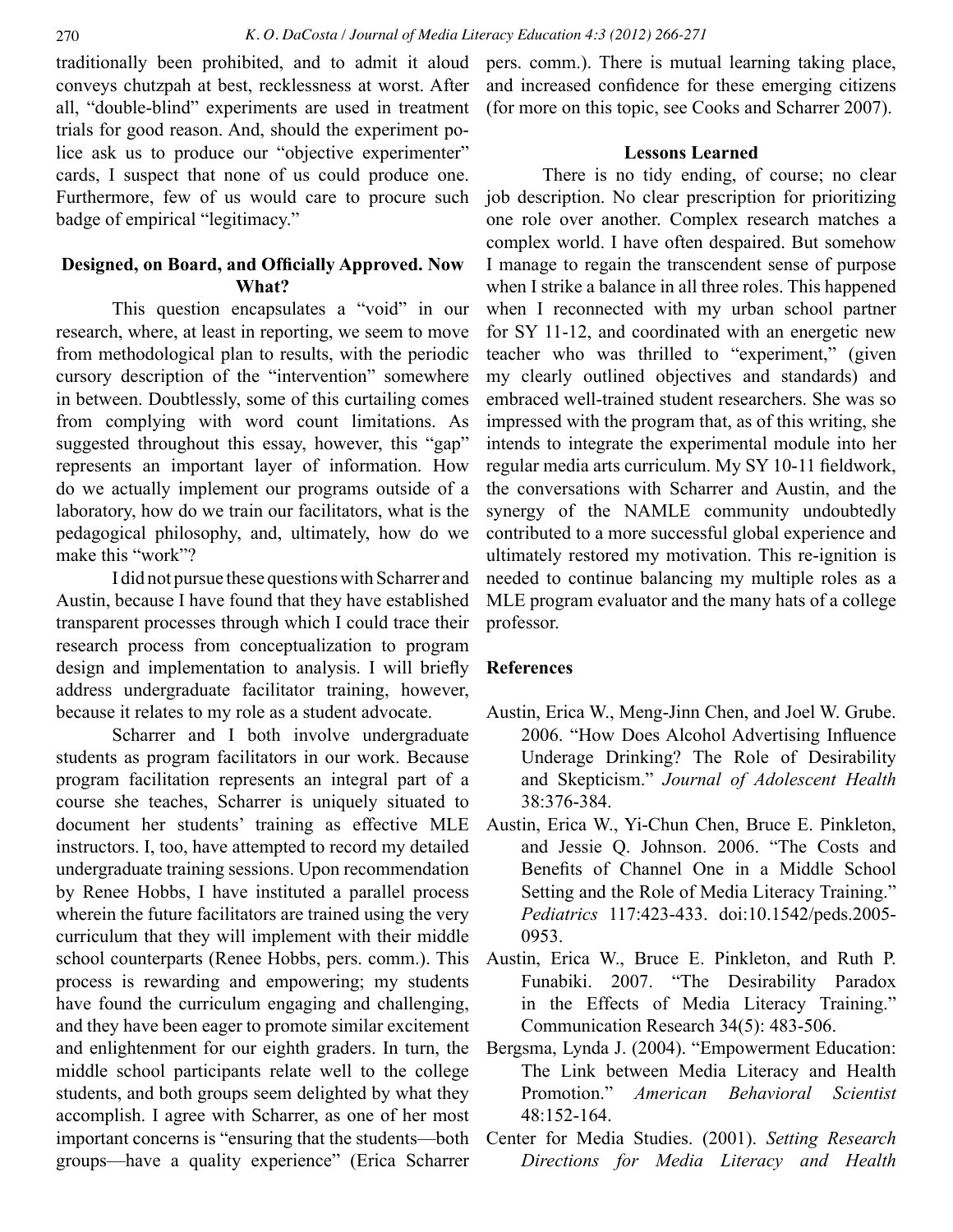traditionally been prohibited, and to admit it aloud conveys chutzpah at best, recklessness at worst. After all, "double-blind" experiments are used in treatment trials for good reason. And, should the experiment police ask us to produce our "objective experimenter" cards, I suspect that none of us could produce one. Furthermore, few of us would care to procure such badge of empirical "legitimacy."

## Designed, on Board, and Officially Approved. Now What?

This question encapsulates a "void" in our research, where, at least in reporting, we seem to move from methodological plan to results, with the periodic cursory description of the "intervention" somewhere in between. Doubtlessly, some of this curtailing comes from complying with word count limitations. As suggested throughout this essay, however, this "gap" represents an important layer of information. How do we actually implement our programs outside of a laboratory, how do we train our facilitators, what is the pedagogical philosophy, and, ultimately, how do we make this "work"?

I did not pursue these questions with Scharrer and Austin, because I have found that they have established transparent processes through which I could trace their research process from conceptualization to program design and implementation to analysis. I will briefly address undergraduate facilitator training, however, because it relates to my role as a student advocate.

Scharrer and I both involve undergraduate students as program facilitators in our work. Because program facilitation represents an integral part of a course she teaches, Scharrer is uniquely situated to document her students' training as effective MLE instructors. I, too, have attempted to record my detailed undergraduate training sessions. Upon recommendation by Renee Hobbs, I have instituted a parallel process wherein the future facilitators are trained using the very curriculum that they will implement with their middle school counterparts (Renee Hobbs, pers. comm.). This process is rewarding and empowering; my students have found the curriculum engaging and challenging, and they have been eager to promote similar excitement and enlightenment for our eighth graders. In turn, the middle school participants relate well to the college students, and both groups seem delighted by what they accomplish. I agree with Scharrer, as one of her most important concerns is "ensuring that the students—both groups—have a quality experience" (Erica Scharrer pers. comm.). There is mutual learning taking place, and increased confidence for these emerging citizens (for more on this topic, see Cooks and Scharrer 2007).

## Lessons Learned

There is no tidy ending, of course; no clear job description. No clear prescription for prioritizing one role over another. Complex research matches a complex world. I have often despaired. But somehow I manage to regain the transcendent sense of purpose when I strike a balance in all three roles. This happened when I reconnected with my urban school partner for SY 11-12, and coordinated with an energetic new teacher who was thrilled to "experiment," (given my clearly outlined objectives and standards) and embraced well-trained student researchers. She was so impressed with the program that, as of this writing, she intends to integrate the experimental module into her regular media arts curriculum. My SY 10-11 fieldwork, the conversations with Scharrer and Austin, and the synergy of the NAMLE community undoubtedly contributed to a more successful global experience and ultimately restored my motivation. This re-ignition is needed to continue balancing my multiple roles as a MLE program evaluator and the many hats of a college professor.

## References

Austin, Erica W., Meng-Jinn Chen, and Joel W. Grube. 2006. "How Does Alcohol Advertising Influence Underage Drinking? The Role of Desirability and Skepticism." *Journal of Adolescent Health* 38:376-384.

Austin, Erica W., Yi-Chun Chen, Bruce E. Pinkleton, and Jessie Q. Johnson. 2006. "The Costs and Benefits of Channel One in a Middle School Setting and the Role of Media Literacy Training." *Pediatrics* 117:423-433. doi:10.1542/peds.2005-0953.

Austin, Erica W., Bruce E. Pinkleton, and Ruth P. Funabiki. 2007. "The Desirability Paradox in the Effects of Media Literacy Training." Communication Research 34(5): 483-506.

Bergsma, Lynda J. (2004). "Empowerment Education: The Link between Media Literacy and Health Promotion." *American Behavioral Scientist* 48:152-164.

Center for Media Studies. (2001). *Setting Research Directions for Media Literacy and Health*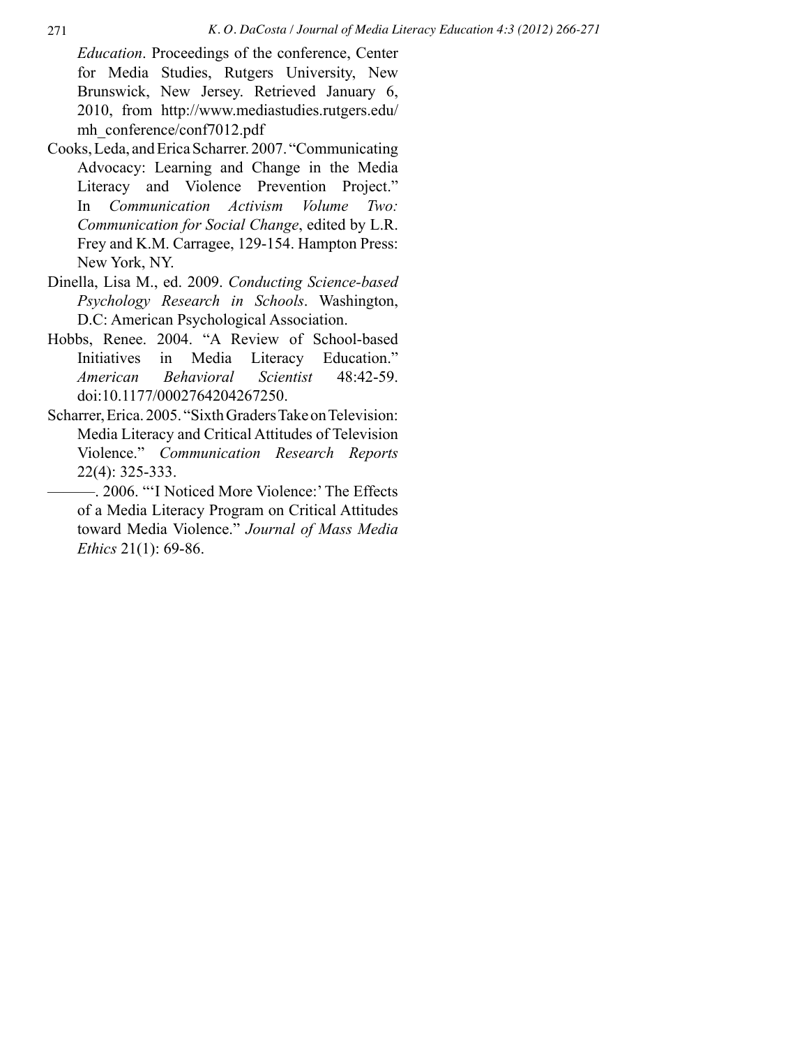*Education*. Proceedings of the conference, Center for Media Studies, Rutgers University, New Brunswick, New Jersey. Retrieved January 6, 2010, from http://www.mediastudies.rutgers.edu/mh_conference/conf7012.pdf

Cooks, Leda, and Erica Scharrer. 2007. "Communicating Advocacy: Learning and Change in the Media Literacy and Violence Prevention Project." In *Communication Activism Volume Two: Communication for Social Change*, edited by L.R. Frey and K.M. Carragee, 129-154. Hampton Press: New York, NY.

Dinella, Lisa M., ed. 2009. *Conducting Science-based Psychology Research in Schools*. Washington, D.C: American Psychological Association.

Hobbs, Renee. 2004. "A Review of School-based Initiatives in Media Literacy Education." *American Behavioral Scientist* 48:42-59. doi:10.1177/0002764204267250.

Scharrer, Erica. 2005. "Sixth Graders Take on Television: Media Literacy and Critical Attitudes of Television Violence." *Communication Research Reports* 22(4): 325-333.

———. 2006. "'I Noticed More Violence:' The Effects of a Media Literacy Program on Critical Attitudes toward Media Violence." *Journal of Mass Media Ethics* 21(1): 69-86.